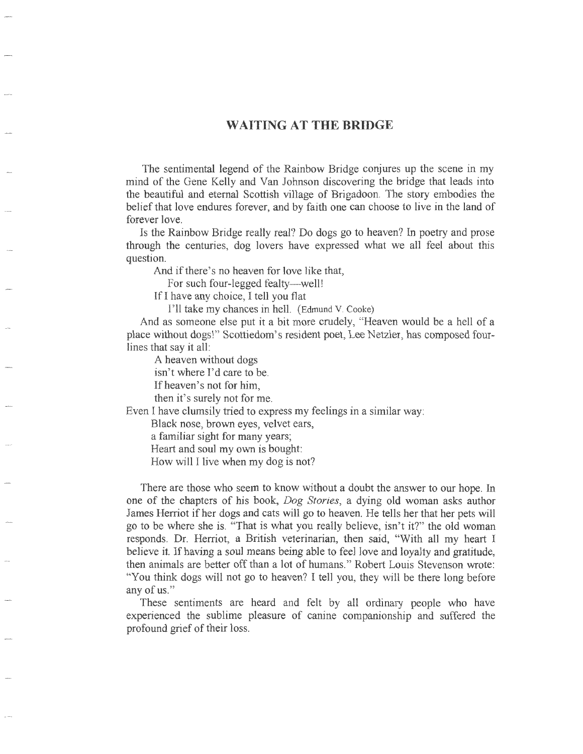## WAITING AT THE BRIDGE

The sentimental legend of the Rainbow Bridge conjures up the scene in my mind of the Gene Kelly and Van Johnson discovering the bridge that leads into the beautiful and eternal Scottish village of Brigadoon. The story embodies the belief that love endures forever, and by faith one can choose to live in the land of forever love.

Is the Rainbow Bridge really real? Do dogs go to heaven? In poetry and prose through the centuries, dog lovers have expressed what we all feel about this question.

> And if there's no heaven for love like that,
> For such four-legged fealty—well!
> If I have any choice, I tell you flat
> I'll take my chances in hell. (Edmund V. Cooke)

And as someone else put it a bit more crudely, "Heaven would be a hell of a place without dogs!" Scottiedom's resident poet, Lee Netzler, has composed four-lines that say it all:

> A heaven without dogs
> isn't where I'd care to be.
> If heaven's not for him,
> then it's surely not for me.

Even I have clumsily tried to express my feelings in a similar way:

> Black nose, brown eyes, velvet ears,
> a familiar sight for many years;
> Heart and soul my own is bought:
> How will I live when my dog is not?

There are those who seem to know without a doubt the answer to our hope. In one of the chapters of his book, *Dog Stories*, a dying old woman asks author James Herriot if her dogs and cats will go to heaven. He tells her that her pets will go to be where she is. "That is what you really believe, isn't it?" the old woman responds. Dr. Herriot, a British veterinarian, then said, "With all my heart I believe it. If having a soul means being able to feel love and loyalty and gratitude, then animals are better off than a lot of humans." Robert Louis Stevenson wrote: "You think dogs will not go to heaven? I tell you, they will be there long before any of us."

These sentiments are heard and felt by all ordinary people who have experienced the sublime pleasure of canine companionship and suffered the profound grief of their loss.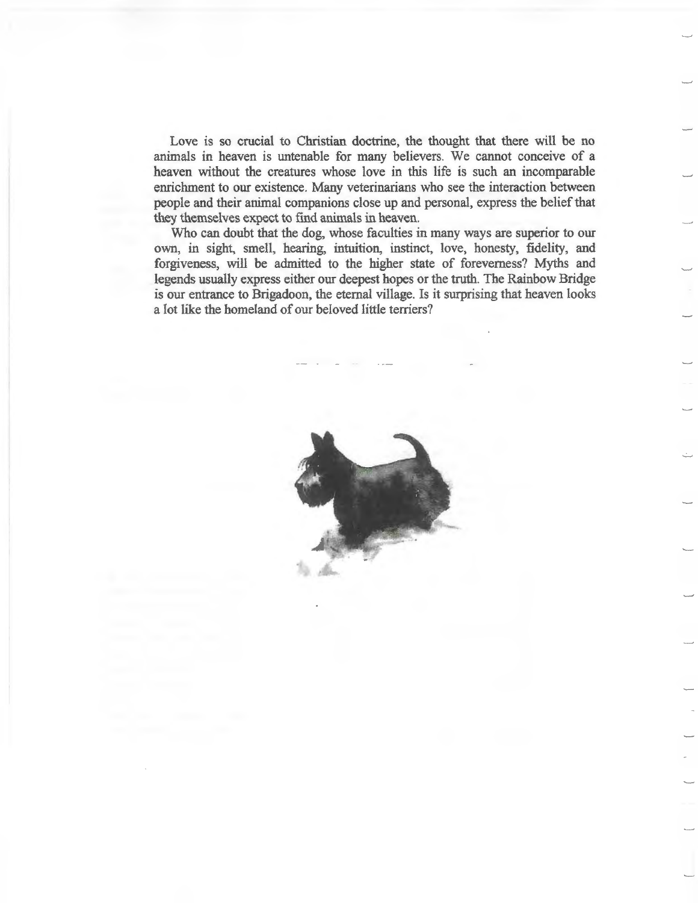Love is so crucial to Christian doctrine, the thought that there will be no animals in heaven is untenable for many believers. We cannot conceive of a heaven without the creatures whose love in this life is such an incomparable enrichment to our existence. Many veterinarians who see the interaction between people and their animal companions close up and personal, express the belief that they themselves expect to find animals in heaven.

Who can doubt that the dog, whose faculties in many ways are superior to our own, in sight, smell, hearing, intuition, instinct, love, honesty, fidelity, and forgiveness, will be admitted to the higher state of foreverness? Myths and legends usually express either our deepest hopes or the truth. The Rainbow Bridge is our entrance to Brigadoon, the eternal village. Is it surprising that heaven looks a lot like the homeland of our beloved little terriers?